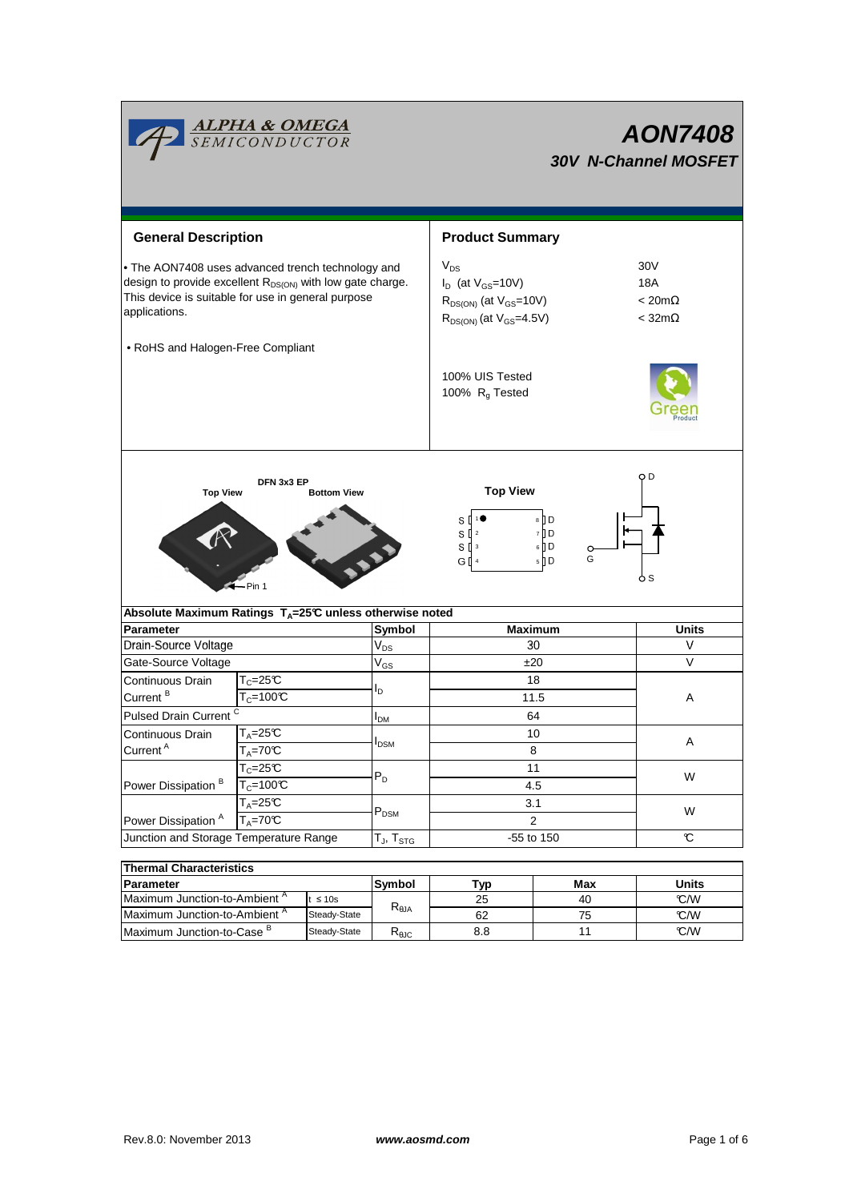# AON7408

## 30V N-Channel MOSFET

## General Description

- The AON7408 uses advanced trench technology and design to provide excellent $R_{DS(ON)}$ with low gate charge. This device is suitable for use in general purpose applications.

- RoHS and Halogen-Free Compliant

## Product Summary

| | |
|---|---|
| $V_{DS}$ | 30V |
| $I_D$ (at $V_{GS}$=10V) | 18A |
| $R_{DS(ON)}$ (at $V_{GS}$=10V) | < 20mΩ |
| $R_{DS(ON)}$ (at $V_{GS}$=4.5V) | < 32mΩ |

100% UIS Tested
100% $R_g$ Tested

DFN 3x3 EP

Top View | Bottom View | Pin 1

Top View

S 1, S 2, S 3, G 4 | 8 D, 7 D, 6 D, 5 D

D, G, S

### Absolute Maximum Ratings $T_A$=25°C unless otherwise noted

| Parameter | | Symbol | Maximum | Units |
|---|---|---|---|---|
| Drain-Source Voltage | | $V_{DS}$ | 30 | V |
| Gate-Source Voltage | | $V_{GS}$ | ±20 | V |
| Continuous Drain Current [B] | $T_C$=25°C | $I_D$ | 18 | A |
| | $T_C$=100°C | | 11.5 | |
| Pulsed Drain Current [C] | | $I_{DM}$ | 64 | |
| Continuous Drain Current [A] | $T_A$=25°C | $I_{DSM}$ | 10 | A |
| | $T_A$=70°C | | 8 | |
| Power Dissipation [B] | $T_C$=25°C | $P_D$ | 11 | W |
| | $T_C$=100°C | | 4.5 | |
| Power Dissipation [A] | $T_A$=25°C | $P_{DSM}$ | 3.1 | W |
| | $T_A$=70°C | | 2 | |
| Junction and Storage Temperature Range | | $T_J$, $T_{STG}$ | -55 to 150 | °C |

### Thermal Characteristics

| Parameter | | Symbol | Typ | Max | Units |
|---|---|---|---|---|---|
| Maximum Junction-to-Ambient [A] | t ≤ 10s | $R_{\theta JA}$ | 25 | 40 | °C/W |
| Maximum Junction-to-Ambient [A] | Steady-State | | 62 | 75 | °C/W |
| Maximum Junction-to-Case [B] | Steady-State | $R_{\theta JC}$ | 8.8 | 11 | °C/W |

Rev.8.0: November 2013 | www.aosmd.com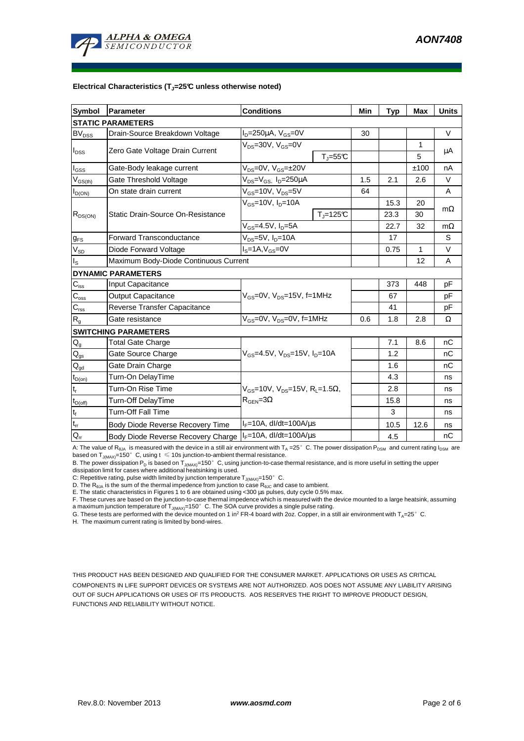**Electrical Characteristics ($T_J$=25°C unless otherwise noted)**

| Symbol | Parameter | Conditions | | Min | Typ | Max | Units |
|---|---|---|---|---|---|---|---|
| **STATIC PARAMETERS** | | | | | | | |
| $BV_{DSS}$ | Drain-Source Breakdown Voltage | $I_D$=250µA, $V_{GS}$=0V | | 30 | | | V |
| $I_{DSS}$ | Zero Gate Voltage Drain Current | $V_{DS}$=30V, $V_{GS}$=0V | | | | 1 | µA |
| | | | $T_J$=55°C | | | 5 | |
| $I_{GSS}$ | Gate-Body leakage current | $V_{DS}$=0V, $V_{GS}$=±20V | | | | ±100 | nA |
| $V_{GS(th)}$ | Gate Threshold Voltage | $V_{DS}$=$V_{GS}$, $I_D$=250µA | | 1.5 | 2.1 | 2.6 | V |
| $I_{D(ON)}$ | On state drain current | $V_{GS}$=10V, $V_{DS}$=5V | | 64 | | | A |
| $R_{DS(ON)}$ | Static Drain-Source On-Resistance | $V_{GS}$=10V, $I_D$=10A | | | 15.3 | 20 | mΩ |
| | | | $T_J$=125°C | | 23.3 | 30 | |
| | | $V_{GS}$=4.5V, $I_D$=5A | | | 22.7 | 32 | mΩ |
| $g_{FS}$ | Forward Transconductance | $V_{DS}$=5V, $I_D$=10A | | | 17 | | S |
| $V_{SD}$ | Diode Forward Voltage | $I_S$=1A,$V_{GS}$=0V | | | 0.75 | 1 | V |
| $I_S$ | Maximum Body-Diode Continuous Current | | | | | 12 | A |
| **DYNAMIC PARAMETERS** | | | | | | | |
| $C_{iss}$ | Input Capacitance | $V_{GS}$=0V, $V_{DS}$=15V, f=1MHz | | | 373 | 448 | pF |
| $C_{oss}$ | Output Capacitance | | | | 67 | | pF |
| $C_{rss}$ | Reverse Transfer Capacitance | | | | 41 | | pF |
| $R_g$ | Gate resistance | $V_{GS}$=0V, $V_{DS}$=0V, f=1MHz | | 0.6 | 1.8 | 2.8 | Ω |
| **SWITCHING PARAMETERS** | | | | | | | |
| $Q_g$ | Total Gate Charge | $V_{GS}$=4.5V, $V_{DS}$=15V, $I_D$=10A | | | 7.1 | 8.6 | nC |
| $Q_{gs}$ | Gate Source Charge | | | | 1.2 | | nC |
| $Q_{gd}$ | Gate Drain Charge | | | | 1.6 | | nC |
| $t_{D(on)}$ | Turn-On DelayTime | $V_{GS}$=10V, $V_{DS}$=15V, $R_L$=1.5Ω, $R_{GEN}$=3Ω | | | 4.3 | | ns |
| $t_r$ | Turn-On Rise Time | | | | 2.8 | | ns |
| $t_{D(off)}$ | Turn-Off DelayTime | | | | 15.8 | | ns |
| $t_f$ | Turn-Off Fall Time | | | | 3 | | ns |
| $t_{rr}$ | Body Diode Reverse Recovery Time | $I_F$=10A, dI/dt=100A/µs | | | 10.5 | 12.6 | ns |
| $Q_{rr}$ | Body Diode Reverse Recovery Charge | $I_F$=10A, dI/dt=100A/µs | | | 4.5 | | nC |

A: The value of $R_{\theta JA}$ is measured with the device in a still air environment with $T_A$ =25° C. The power dissipation $P_{DSM}$ and current rating $I_{DSM}$ are based on $T_{J(MAX)}$=150° C, using t ≤ 10s junction-to-ambient thermal resistance.
B. The power dissipation $P_D$ is based on $T_{J(MAX)}$=150° C, using junction-to-case thermal resistance, and is more useful in setting the upper dissipation limit for cases where additional heatsinking is used.
C: Repetitive rating, pulse width limited by junction temperature $T_{J(MAX)}$=150° C.
D. The $R_{\theta JA}$ is the sum of the thermal impedence from junction to case $R_{\theta JC}$ and case to ambient.
E. The static characteristics in Figures 1 to 6 are obtained using <300 µs pulses, duty cycle 0.5% max.
F. These curves are based on the junction-to-case thermal impedence which is measured with the device mounted to a large heatsink, assuming a maximum junction temperature of $T_{J(MAX)}$=150° C. The SOA curve provides a single pulse rating.
G. These tests are performed with the device mounted on 1 in$^2$ FR-4 board with 2oz. Copper, in a still air environment with $T_A$=25° C.
H. The maximum current rating is limited by bond-wires.

THIS PRODUCT HAS BEEN DESIGNED AND QUALIFIED FOR THE CONSUMER MARKET. APPLICATIONS OR USES AS CRITICAL COMPONENTS IN LIFE SUPPORT DEVICES OR SYSTEMS ARE NOT AUTHORIZED. AOS DOES NOT ASSUME ANY LIABILITY ARISING OUT OF SUCH APPLICATIONS OR USES OF ITS PRODUCTS. AOS RESERVES THE RIGHT TO IMPROVE PRODUCT DESIGN, FUNCTIONS AND RELIABILITY WITHOUT NOTICE.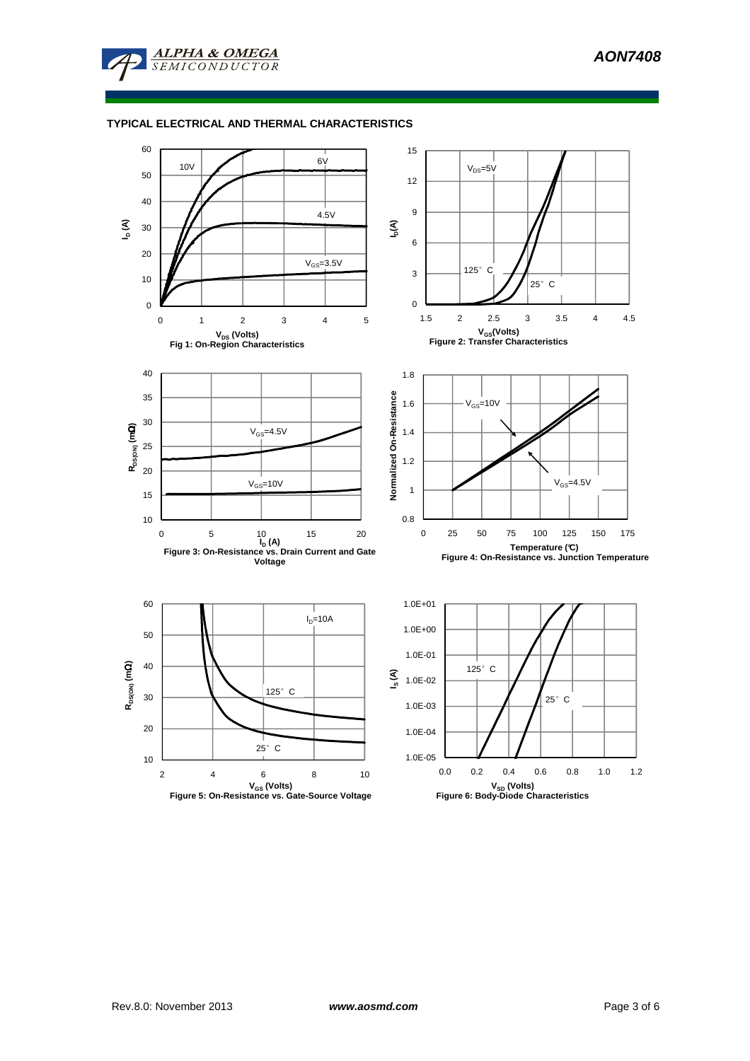## TYPICAL ELECTRICAL AND THERMAL CHARACTERISTICS

Fig 1: On-Region Characteristics

Figure 2: Transfer Characteristics

Figure 3: On-Resistance vs. Drain Current and Gate Voltage

Figure 4: On-Resistance vs. Junction Temperature

Figure 5: On-Resistance vs. Gate-Source Voltage

Figure 6: Body-Diode Characteristics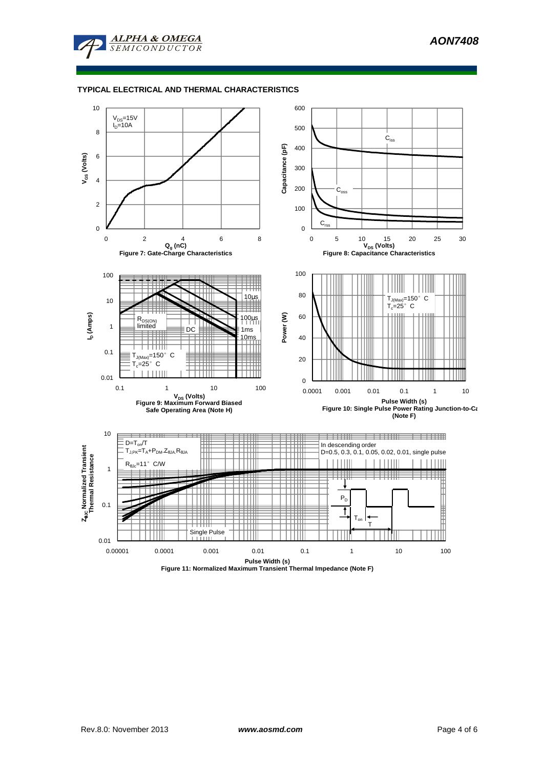## TYPICAL ELECTRICAL AND THERMAL CHARACTERISTICS

$V_{DS}$=15V
$I_D$=10A

$V_{GS}$ (Volts)

$Q_g$ (nC)

Figure 7: Gate-Charge Characteristics

$C_{iss}$

$C_{oss}$

$C_{rss}$

Capacitance (pF)

$V_{DS}$ (Volts)

Figure 8: Capacitance Characteristics

10µs

100µs

1ms

10ms

DC

$R_{DS(ON)}$ limited

$T_{J(Max)}$=150° C
$T_c$=25° C

$I_D$ (Amps)

$V_{DS}$ (Volts)

Figure 9: Maximum Forward Biased Safe Operating Area (Note H)

$T_{J(Max)}$=150° C
$T_c$=25° C

Power (W)

Pulse Width (s)

Figure 10: Single Pulse Power Rating Junction-to-Case (Note F)

$D=T_{on}/T$
$T_{J,PK}=T_A+P_{DM}.Z_{\theta JA}.R_{\theta JA}$

$R_{\theta JC}$=11° C/W

In descending order
D=0.5, 0.3, 0.1, 0.05, 0.02, 0.01, single pulse

Single Pulse

$P_D$

$T_{on}$

T

$Z_{\theta JC}$ Normalized Transient Thermal Resistance

Pulse Width (s)

Figure 11: Normalized Maximum Transient Thermal Impedance (Note F)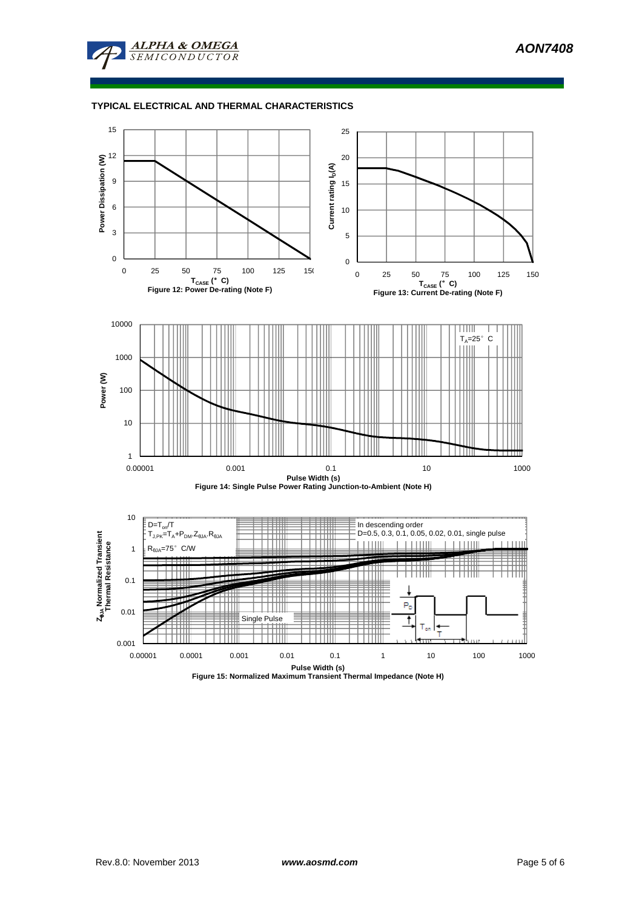## TYPICAL ELECTRICAL AND THERMAL CHARACTERISTICS

Power Dissipation (W)

$T_{CASE}$ (°C)

Figure 12: Power De-rating (Note F)

Current rating $I_D$(A)

$T_{CASE}$ (°C)

Figure 13: Current De-rating (Note F)

$T_A$=25°C

Power (W)

Pulse Width (s)

Figure 14: Single Pulse Power Rating Junction-to-Ambient (Note H)

$D=T_{on}/T$

$T_{J,PK}=T_A+P_{DM}.Z_{\theta JA}.R_{\theta JA}$

$R_{\theta JA}$=75°C/W

In descending order

D=0.5, 0.3, 0.1, 0.05, 0.02, 0.01, single pulse

Single Pulse

$Z_{\theta JA}$ Normalized Transient Thermal Resistance

Pulse Width (s)

Figure 15: Normalized Maximum Transient Thermal Impedance (Note H)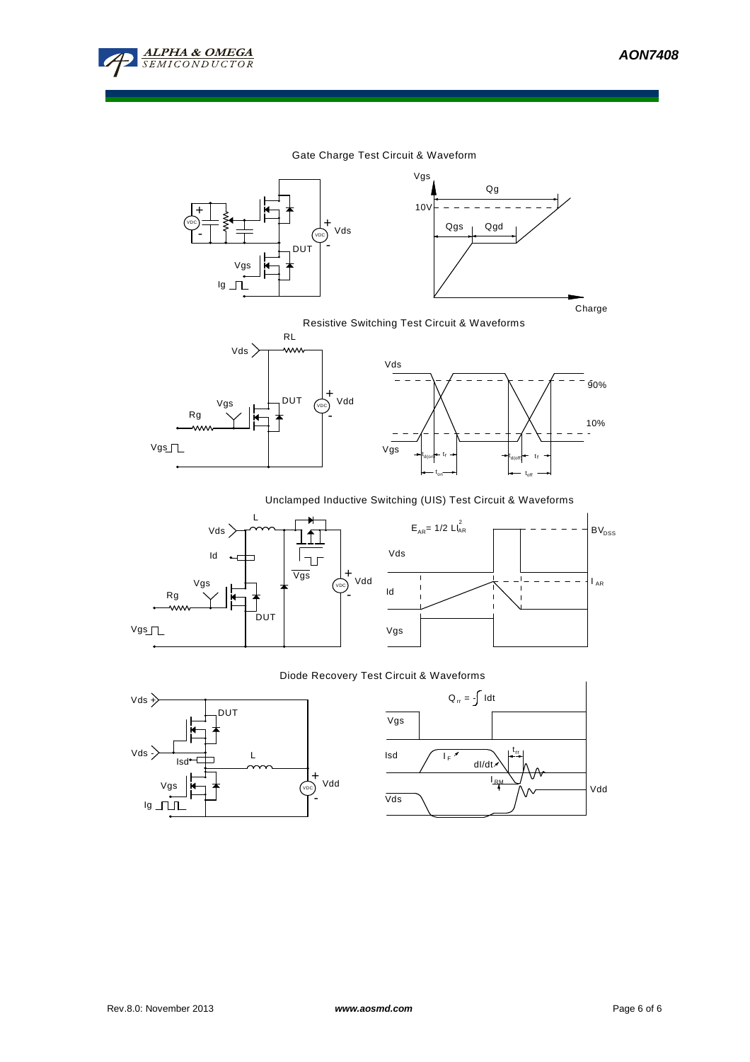Gate Charge Test Circuit & Waveform

+

VDC

-

+

VDC Vds

-

DUT

Vgs

Ig

Vgs

Qg

10V

Qgs

Qgd

Charge

Resistive Switching Test Circuit & Waveforms

RL

Vds

Vgs

DUT

+

VDC Vdd

-

Rg

Vgs

Vds

90%

10%

Vgs

$t_{d(on)}$ $t_r$

$t_{on}$

$t_{d(off)}$ $t_f$

$t_{off}$

Unclamped Inductive Switching (UIS) Test Circuit & Waveforms

L

Vds

Id

Vgs

+

VDC Vdd

-

Vgs

Rg

DUT

Vgs

$E_{AR} = 1/2\ LI_{AR}^2$

$BV_{DSS}$

Vds

Id

$I_{AR}$

Vgs

Diode Recovery Test Circuit & Waveforms

Vds +

DUT

Vds -

Isd

L

+

VDC Vdd

-

Vgs

Ig

$Q_{rr} = -\int Idt$

Vgs

Isd

$I_F$

dI/dt

$t_{rr}$

$I_{RM}$

Vdd

Vds